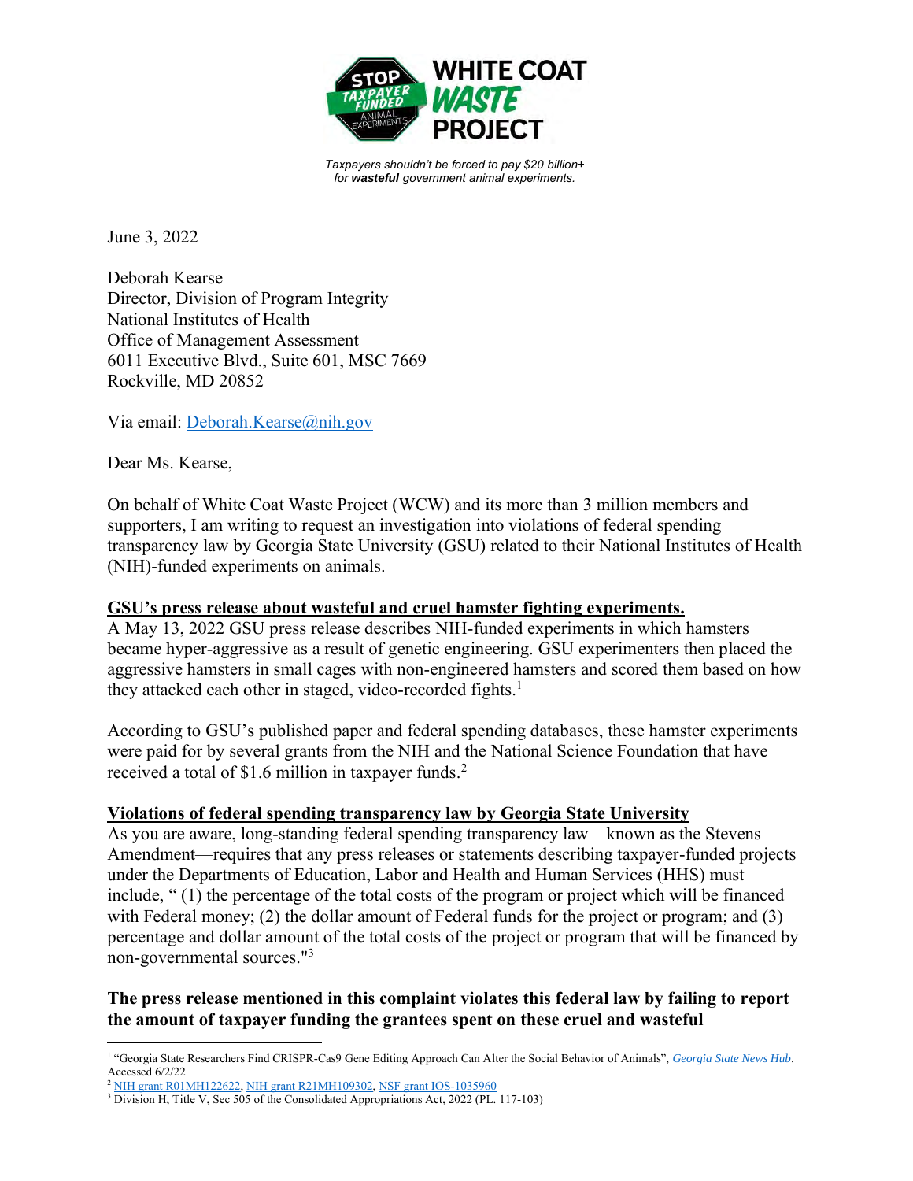**WHITE COAT WASTE PROJECT**

*Taxpayers shouldn't be forced to pay $20 billion+ for **wasteful** government animal experiments.*

June 3, 2022

Deborah Kearse
Director, Division of Program Integrity
National Institutes of Health
Office of Management Assessment
6011 Executive Blvd., Suite 601, MSC 7669
Rockville, MD 20852

Via email: [Deborah.Kearse@nih.gov](mailto:Deborah.Kearse@nih.gov)

Dear Ms. Kearse,

On behalf of White Coat Waste Project (WCW) and its more than 3 million members and supporters, I am writing to request an investigation into violations of federal spending transparency law by Georgia State University (GSU) related to their National Institutes of Health (NIH)-funded experiments on animals.

**GSU's press release about wasteful and cruel hamster fighting experiments.**

A May 13, 2022 GSU press release describes NIH-funded experiments in which hamsters became hyper-aggressive as a result of genetic engineering. GSU experimenters then placed the aggressive hamsters in small cages with non-engineered hamsters and scored them based on how they attacked each other in staged, video-recorded fights.[1]

According to GSU's published paper and federal spending databases, these hamster experiments were paid for by several grants from the NIH and the National Science Foundation that have received a total of $1.6 million in taxpayer funds.[2]

**Violations of federal spending transparency law by Georgia State University**

As you are aware, long-standing federal spending transparency law—known as the Stevens Amendment—requires that any press releases or statements describing taxpayer-funded projects under the Departments of Education, Labor and Health and Human Services (HHS) must include, " (1) the percentage of the total costs of the program or project which will be financed with Federal money; (2) the dollar amount of Federal funds for the project or program; and (3) percentage and dollar amount of the total costs of the project or program that will be financed by non-governmental sources."[3]

**The press release mentioned in this complaint violates this federal law by failing to report the amount of taxpayer funding the grantees spent on these cruel and wasteful**

---

[1] "Georgia State Researchers Find CRISPR-Cas9 Gene Editing Approach Can Alter the Social Behavior of Animals", *Georgia State News Hub*. Accessed 6/2/22

[2] NIH grant R01MH122622, NIH grant R21MH109302, NSF grant IOS-1035960

[3] Division H, Title V, Sec 505 of the Consolidated Appropriations Act, 2022 (PL. 117-103)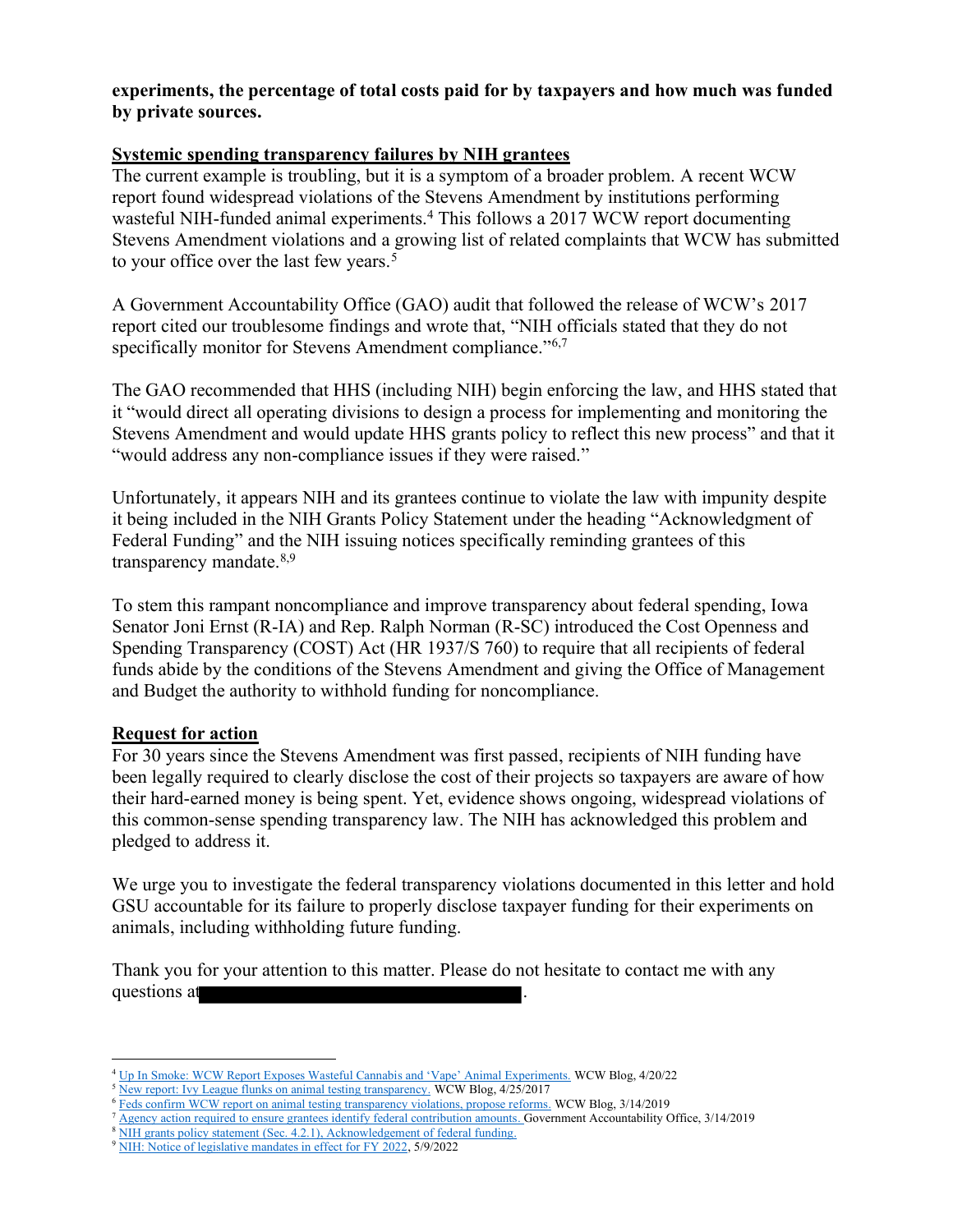**experiments, the percentage of total costs paid for by taxpayers and how much was funded by private sources.**

## Systemic spending transparency failures by NIH grantees

The current example is troubling, but it is a symptom of a broader problem. A recent WCW report found widespread violations of the Stevens Amendment by institutions performing wasteful NIH-funded animal experiments.[4] This follows a 2017 WCW report documenting Stevens Amendment violations and a growing list of related complaints that WCW has submitted to your office over the last few years.[5]

A Government Accountability Office (GAO) audit that followed the release of WCW's 2017 report cited our troublesome findings and wrote that, "NIH officials stated that they do not specifically monitor for Stevens Amendment compliance."[6,7]

The GAO recommended that HHS (including NIH) begin enforcing the law, and HHS stated that it "would direct all operating divisions to design a process for implementing and monitoring the Stevens Amendment and would update HHS grants policy to reflect this new process" and that it "would address any non-compliance issues if they were raised."

Unfortunately, it appears NIH and its grantees continue to violate the law with impunity despite it being included in the NIH Grants Policy Statement under the heading "Acknowledgment of Federal Funding" and the NIH issuing notices specifically reminding grantees of this transparency mandate.[8,9]

To stem this rampant noncompliance and improve transparency about federal spending, Iowa Senator Joni Ernst (R-IA) and Rep. Ralph Norman (R-SC) introduced the Cost Openness and Spending Transparency (COST) Act (HR 1937/S 760) to require that all recipients of federal funds abide by the conditions of the Stevens Amendment and giving the Office of Management and Budget the authority to withhold funding for noncompliance.

## Request for action

For 30 years since the Stevens Amendment was first passed, recipients of NIH funding have been legally required to clearly disclose the cost of their projects so taxpayers are aware of how their hard-earned money is being spent. Yet, evidence shows ongoing, widespread violations of this common-sense spending transparency law. The NIH has acknowledged this problem and pledged to address it.

We urge you to investigate the federal transparency violations documented in this letter and hold GSU accountable for its failure to properly disclose taxpayer funding for their experiments on animals, including withholding future funding.

Thank you for your attention to this matter. Please do not hesitate to contact me with any questions at [REDACTED].

---

[4] Up In Smoke: WCW Report Exposes Wasteful Cannabis and 'Vape' Animal Experiments. WCW Blog, 4/20/22

[5] New report: Ivy League flunks on animal testing transparency. WCW Blog, 4/25/2017

[6] Feds confirm WCW report on animal testing transparency violations, propose reforms. WCW Blog, 3/14/2019

[7] Agency action required to ensure grantees identify federal contribution amounts. Government Accountability Office, 3/14/2019

[8] NIH grants policy statement (Sec. 4.2.1), Acknowledgement of federal funding.

[9] NIH: Notice of legislative mandates in effect for FY 2022, 5/9/2022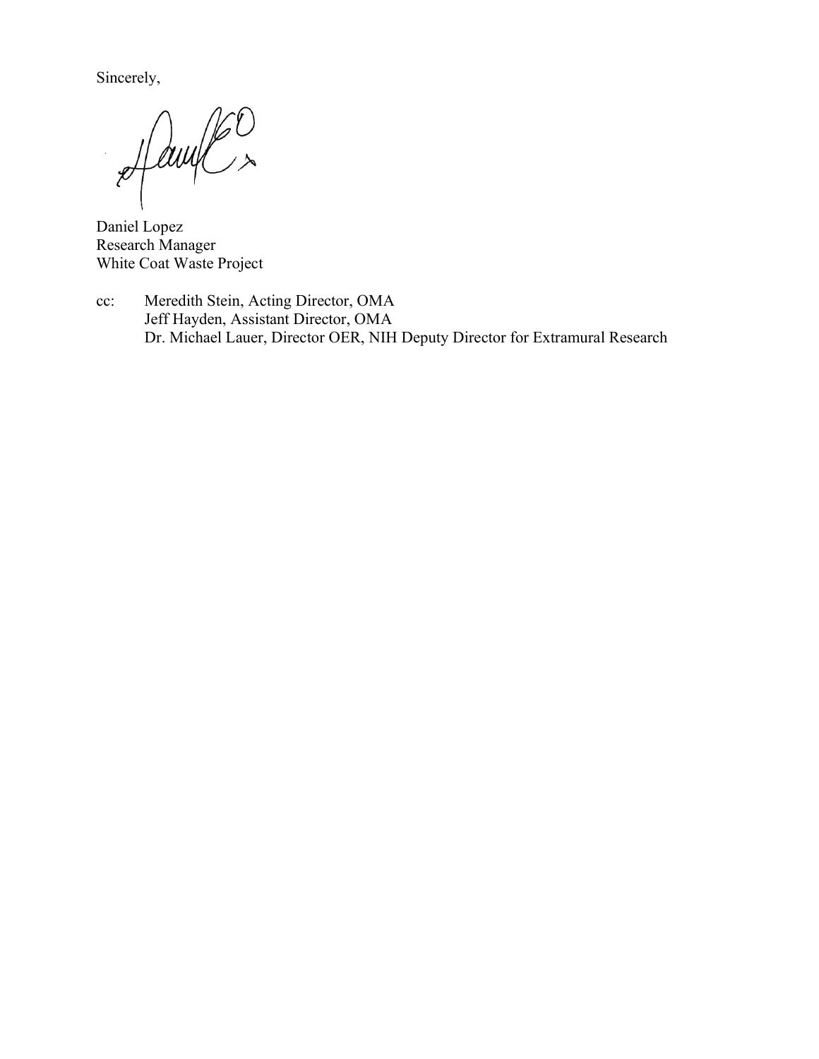Sincerely,

Daniel Lopez
Research Manager
White Coat Waste Project

cc: Meredith Stein, Acting Director, OMA
Jeff Hayden, Assistant Director, OMA
Dr. Michael Lauer, Director OER, NIH Deputy Director for Extramural Research